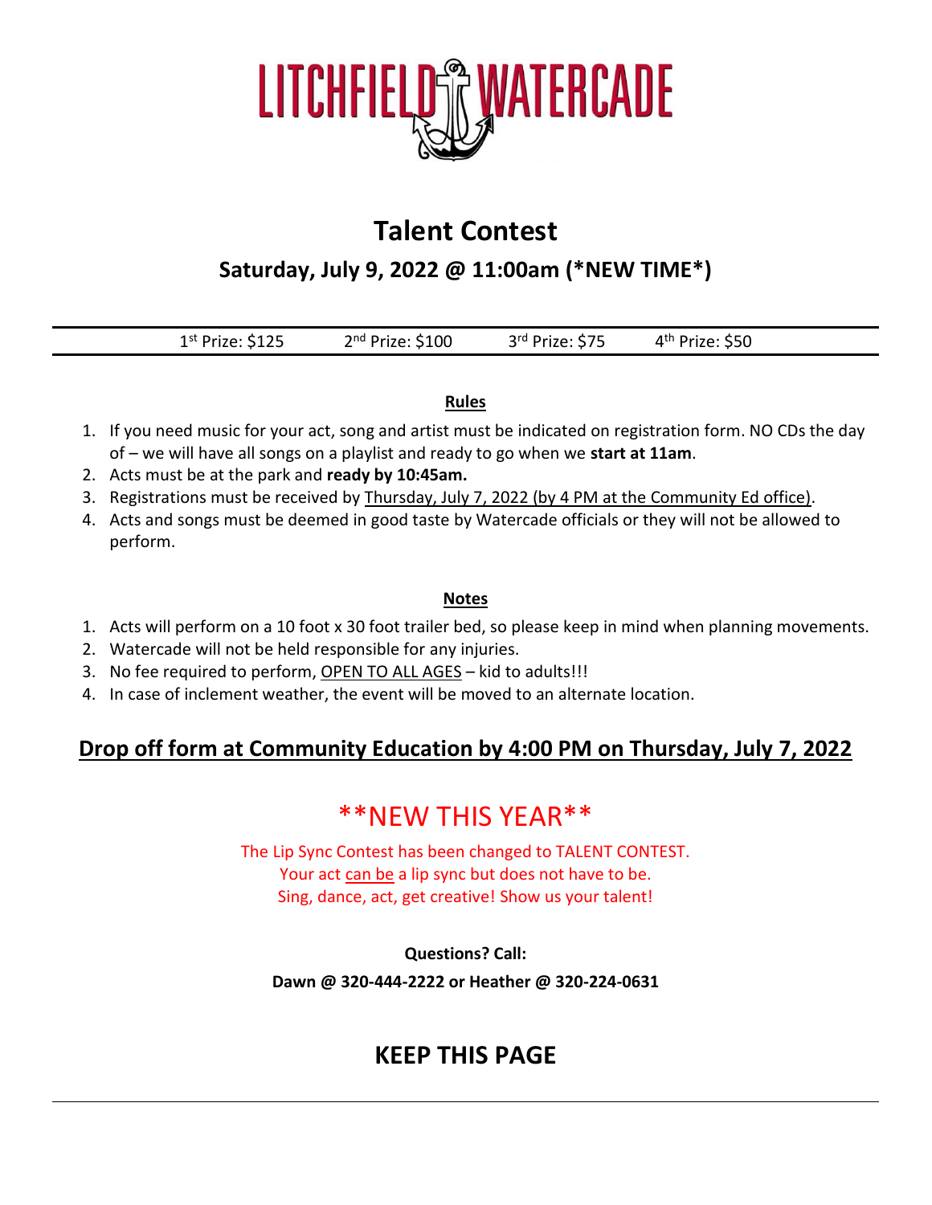# LITCHFIELD WATERCADE

## Talent Contest

### Saturday, July 9, 2022 @ 11:00am (*NEW TIME*)

1st Prize: $125   2nd Prize: $100   3rd Prize: $75   4th Prize: $50

**Rules**

1. If you need music for your act, song and artist must be indicated on registration form. NO CDs the day of – we will have all songs on a playlist and ready to go when we **start at 11am**.
2. Acts must be at the park and **ready by 10:45am.**
3. Registrations must be received by Thursday, July 7, 2022 (by 4 PM at the Community Ed office).
4. Acts and songs must be deemed in good taste by Watercade officials or they will not be allowed to perform.

**Notes**

1. Acts will perform on a 10 foot x 30 foot trailer bed, so please keep in mind when planning movements.
2. Watercade will not be held responsible for any injuries.
3. No fee required to perform, OPEN TO ALL AGES – kid to adults!!!
4. In case of inclement weather, the event will be moved to an alternate location.

### Drop off form at Community Education by 4:00 PM on Thursday, July 7, 2022

## **NEW THIS YEAR**

The Lip Sync Contest has been changed to TALENT CONTEST.
Your act can be a lip sync but does not have to be.
Sing, dance, act, get creative! Show us your talent!

**Questions? Call:**

**Dawn @ 320-444-2222 or Heather @ 320-224-0631**

## KEEP THIS PAGE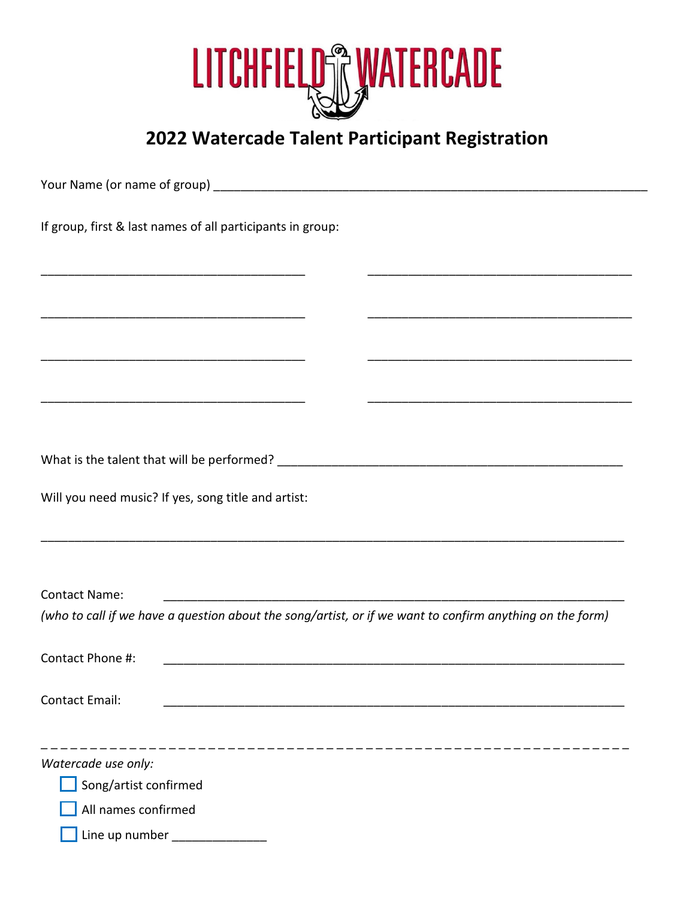# LITCHFIELD WATERCADE

## 2022 Watercade Talent Participant Registration

Your Name (or name of group) ____________________________________________________________

If group, first & last names of all participants in group:

________________________________________ ________________________________________

________________________________________ ________________________________________

________________________________________ ________________________________________

________________________________________ ________________________________________

What is the talent that will be performed? ________________________________________________

Will you need music? If yes, song title and artist:

__________________________________________________________________________________

Contact Name: ______________________________________________________________

*(who to call if we have a question about the song/artist, or if we want to confirm anything on the form)*

Contact Phone #: ______________________________________________________________

Contact Email: ______________________________________________________________

- - - - - - - - - - - - - - - - - - - - - - - - - - - - - - - - - - - - - - - - - - - - - - - - - - - - - - - - - - -

*Watercade use only:*

- ☐ Song/artist confirmed
- ☐ All names confirmed
- ☐ Line up number _____________